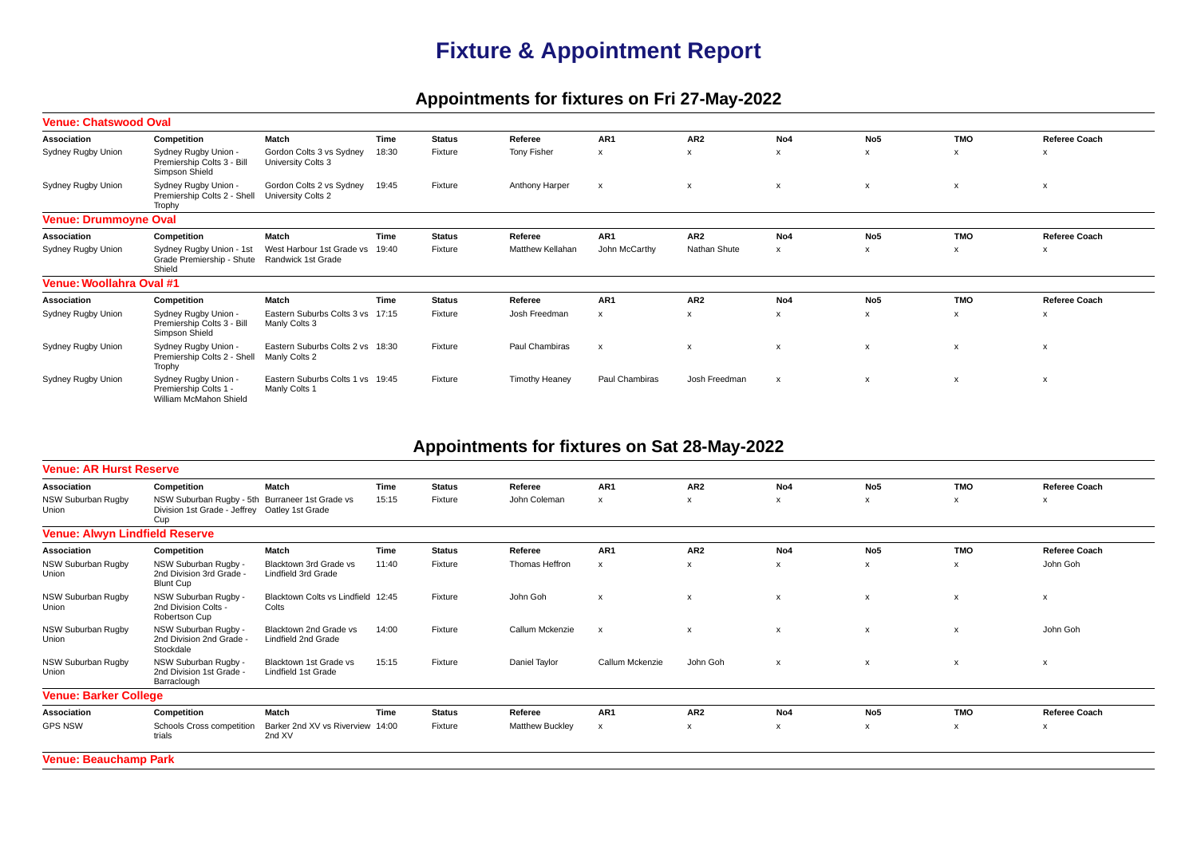# Fixture & Appointment Report

## Appointments for fixtures on Fri 27-May-2022

### Venue: Chatswood Oval

| Association | Competition | Match | Time | Status | Referee | AR1 | AR2 | No4 | No5 | TMO | Referee Coach |
|---|---|---|---|---|---|---|---|---|---|---|---|
| Sydney Rugby Union | Sydney Rugby Union - Premiership Colts 3 - Bill Simpson Shield | Gordon Colts 3 vs Sydney University Colts 3 | 18:30 | Fixture | Tony Fisher | x | x | x | x | x | x |
| Sydney Rugby Union | Sydney Rugby Union - Premiership Colts 2 - Shell Trophy | Gordon Colts 2 vs Sydney University Colts 2 | 19:45 | Fixture | Anthony Harper | x | x | x | x | x | x |

### Venue: Drummoyne Oval

| Association | Competition | Match | Time | Status | Referee | AR1 | AR2 | No4 | No5 | TMO | Referee Coach |
|---|---|---|---|---|---|---|---|---|---|---|---|
| Sydney Rugby Union | Sydney Rugby Union - 1st Grade Premiership - Shute Shield | West Harbour 1st Grade vs Randwick 1st Grade | 19:40 | Fixture | Matthew Kellahan | John McCarthy | Nathan Shute | x | x | x | x |

### Venue: Woollahra Oval #1

| Association | Competition | Match | Time | Status | Referee | AR1 | AR2 | No4 | No5 | TMO | Referee Coach |
|---|---|---|---|---|---|---|---|---|---|---|---|
| Sydney Rugby Union | Sydney Rugby Union - Premiership Colts 3 - Bill Simpson Shield | Eastern Suburbs Colts 3 vs Manly Colts 3 | 17:15 | Fixture | Josh Freedman | x | x | x | x | x | x |
| Sydney Rugby Union | Sydney Rugby Union - Premiership Colts 2 - Shell Trophy | Eastern Suburbs Colts 2 vs Manly Colts 2 | 18:30 | Fixture | Paul Chambiras | x | x | x | x | x | x |
| Sydney Rugby Union | Sydney Rugby Union - Premiership Colts 1 - William McMahon Shield | Eastern Suburbs Colts 1 vs Manly Colts 1 | 19:45 | Fixture | Timothy Heaney | Paul Chambiras | Josh Freedman | x | x | x | x |

## Appointments for fixtures on Sat 28-May-2022

### Venue: AR Hurst Reserve

| Association | Competition | Match | Time | Status | Referee | AR1 | AR2 | No4 | No5 | TMO | Referee Coach |
|---|---|---|---|---|---|---|---|---|---|---|---|
| NSW Suburban Rugby Union | NSW Suburban Rugby - 5th Division 1st Grade - Jeffrey Cup | Burraneer 1st Grade vs Oatley 1st Grade | 15:15 | Fixture | John Coleman | x | x | x | x | x | x |

### Venue: Alwyn Lindfield Reserve

| Association | Competition | Match | Time | Status | Referee | AR1 | AR2 | No4 | No5 | TMO | Referee Coach |
|---|---|---|---|---|---|---|---|---|---|---|---|
| NSW Suburban Rugby Union | NSW Suburban Rugby - 2nd Division 3rd Grade - Blunt Cup | Blacktown 3rd Grade vs Lindfield 3rd Grade | 11:40 | Fixture | Thomas Heffron | x | x | x | x | x | John Goh |
| NSW Suburban Rugby Union | NSW Suburban Rugby - 2nd Division Colts - Robertson Cup | Blacktown Colts vs Lindfield Colts | 12:45 | Fixture | John Goh | x | x | x | x | x | x |
| NSW Suburban Rugby Union | NSW Suburban Rugby - 2nd Division 2nd Grade - Stockdale | Blacktown 2nd Grade vs Lindfield 2nd Grade | 14:00 | Fixture | Callum Mckenzie | x | x | x | x | x | John Goh |
| NSW Suburban Rugby Union | NSW Suburban Rugby - 2nd Division 1st Grade - Barraclough | Blacktown 1st Grade vs Lindfield 1st Grade | 15:15 | Fixture | Daniel Taylor | Callum Mckenzie | John Goh | x | x | x | x |

### Venue: Barker College

| Association | Competition | Match | Time | Status | Referee | AR1 | AR2 | No4 | No5 | TMO | Referee Coach |
|---|---|---|---|---|---|---|---|---|---|---|---|
| GPS NSW | Schools Cross competition trials | Barker 2nd XV vs Riverview 2nd XV | 14:00 | Fixture | Matthew Buckley | x | x | x | x | x | x |

### Venue: Beauchamp Park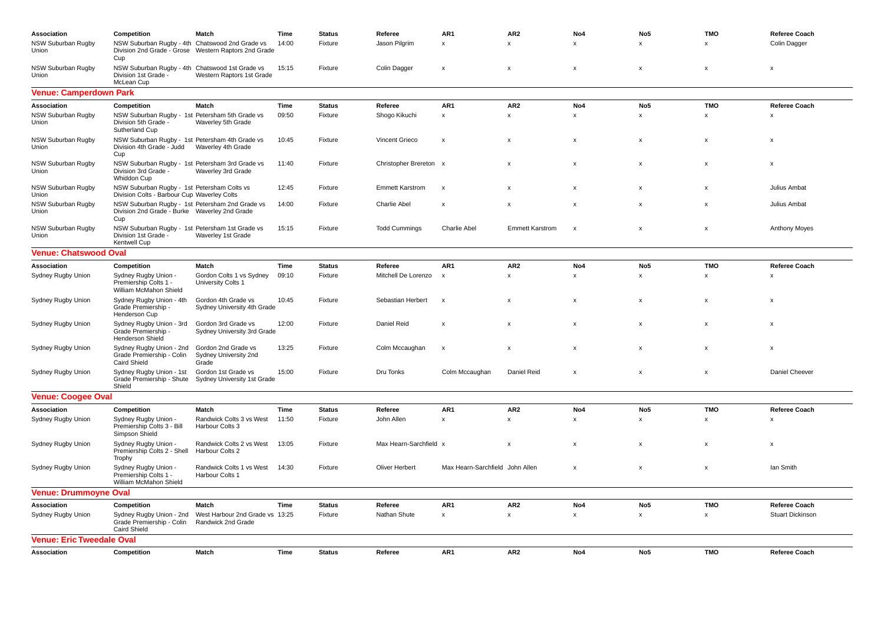| Association | Competition | Match | Time | Status | Referee | AR1 | AR2 | No4 | No5 | TMO | Referee Coach |
|---|---|---|---|---|---|---|---|---|---|---|---|
| NSW Suburban Rugby Union | NSW Suburban Rugby - 4th Division 2nd Grade - Grose Cup | Chatswood 2nd Grade vs Western Raptors 2nd Grade | 14:00 | Fixture | Jason Pilgrim | x | x | x | x | x | Colin Dagger |
| NSW Suburban Rugby Union | NSW Suburban Rugby - 4th Division 1st Grade - McLean Cup | Chatswood 1st Grade vs Western Raptors 1st Grade | 15:15 | Fixture | Colin Dagger | x | x | x | x | x | x |

## Venue: Camperdown Park

| Association | Competition | Match | Time | Status | Referee | AR1 | AR2 | No4 | No5 | TMO | Referee Coach |
|---|---|---|---|---|---|---|---|---|---|---|---|
| NSW Suburban Rugby Union | NSW Suburban Rugby - 1st Division 5th Grade - Sutherland Cup | Petersham 5th Grade vs Waverley 5th Grade | 09:50 | Fixture | Shogo Kikuchi | x | x | x | x | x | x |
| NSW Suburban Rugby Union | NSW Suburban Rugby - 1st Division 4th Grade - Judd Cup | Petersham 4th Grade vs Waverley 4th Grade | 10:45 | Fixture | Vincent Grieco | x | x | x | x | x | x |
| NSW Suburban Rugby Union | NSW Suburban Rugby - 1st Division 3rd Grade - Whiddon Cup | Petersham 3rd Grade vs Waverley 3rd Grade | 11:40 | Fixture | Christopher Brereton | x | x | x | x | x | x |
| NSW Suburban Rugby Union | NSW Suburban Rugby - 1st Division Colts - Barbour Cup | Petersham Colts vs Waverley Colts | 12:45 | Fixture | Emmett Karstrom | x | x | x | x | x | Julius Ambat |
| NSW Suburban Rugby Union | NSW Suburban Rugby - 1st Division 2nd Grade - Burke Cup | Petersham 2nd Grade vs Waverley 2nd Grade | 14:00 | Fixture | Charlie Abel | x | x | x | x | x | Julius Ambat |
| NSW Suburban Rugby Union | NSW Suburban Rugby - 1st Division 1st Grade - Kentwell Cup | Petersham 1st Grade vs Waverley 1st Grade | 15:15 | Fixture | Todd Cummings | Charlie Abel | Emmett Karstrom | x | x | x | Anthony Moyes |

## Venue: Chatswood Oval

| Association | Competition | Match | Time | Status | Referee | AR1 | AR2 | No4 | No5 | TMO | Referee Coach |
|---|---|---|---|---|---|---|---|---|---|---|---|
| Sydney Rugby Union | Sydney Rugby Union - Premiership Colts 1 - William McMahon Shield | Gordon Colts 1 vs Sydney University Colts 1 | 09:10 | Fixture | Mitchell De Lorenzo | x | x | x | x | x | x |
| Sydney Rugby Union | Sydney Rugby Union - 4th Grade Premiership - Henderson Cup | Gordon 4th Grade vs Sydney University 4th Grade | 10:45 | Fixture | Sebastian Herbert | x | x | x | x | x | x |
| Sydney Rugby Union | Sydney Rugby Union - 3rd Grade Premiership - Henderson Shield | Gordon 3rd Grade vs Sydney University 3rd Grade | 12:00 | Fixture | Daniel Reid | x | x | x | x | x | x |
| Sydney Rugby Union | Sydney Rugby Union - 2nd Grade Premiership - Colin Caird Shield | Gordon 2nd Grade vs Sydney University 2nd Grade | 13:25 | Fixture | Colm Mccaughan | x | x | x | x | x | x |
| Sydney Rugby Union | Sydney Rugby Union - 1st Grade Premiership - Shute Shield | Gordon 1st Grade vs Sydney University 1st Grade | 15:00 | Fixture | Dru Tonks | Colm Mccaughan | Daniel Reid | x | x | x | Daniel Cheever |

## Venue: Coogee Oval

| Association | Competition | Match | Time | Status | Referee | AR1 | AR2 | No4 | No5 | TMO | Referee Coach |
|---|---|---|---|---|---|---|---|---|---|---|---|
| Sydney Rugby Union | Sydney Rugby Union - Premiership Colts 3 - Bill Simpson Shield | Randwick Colts 3 vs West Harbour Colts 3 | 11:50 | Fixture | John Allen | x | x | x | x | x | x |
| Sydney Rugby Union | Sydney Rugby Union - Premiership Colts 2 - Shell Trophy | Randwick Colts 2 vs West Harbour Colts 2 | 13:05 | Fixture | Max Hearn-Sarchfield | x | x | x | x | x | x |
| Sydney Rugby Union | Sydney Rugby Union - Premiership Colts 1 - William McMahon Shield | Randwick Colts 1 vs West Harbour Colts 1 | 14:30 | Fixture | Oliver Herbert | Max Hearn-Sarchfield | John Allen | x | x | x | Ian Smith |

## Venue: Drummoyne Oval

| Association | Competition | Match | Time | Status | Referee | AR1 | AR2 | No4 | No5 | TMO | Referee Coach |
|---|---|---|---|---|---|---|---|---|---|---|---|
| Sydney Rugby Union | Sydney Rugby Union - 2nd Grade Premiership - Colin Caird Shield | West Harbour 2nd Grade vs Randwick 2nd Grade | 13:25 | Fixture | Nathan Shute | x | x | x | x | x | Stuart Dickinson |

## Venue: Eric Tweedale Oval

| Association | Competition | Match | Time | Status | Referee | AR1 | AR2 | No4 | No5 | TMO | Referee Coach |
|---|---|---|---|---|---|---|---|---|---|---|---|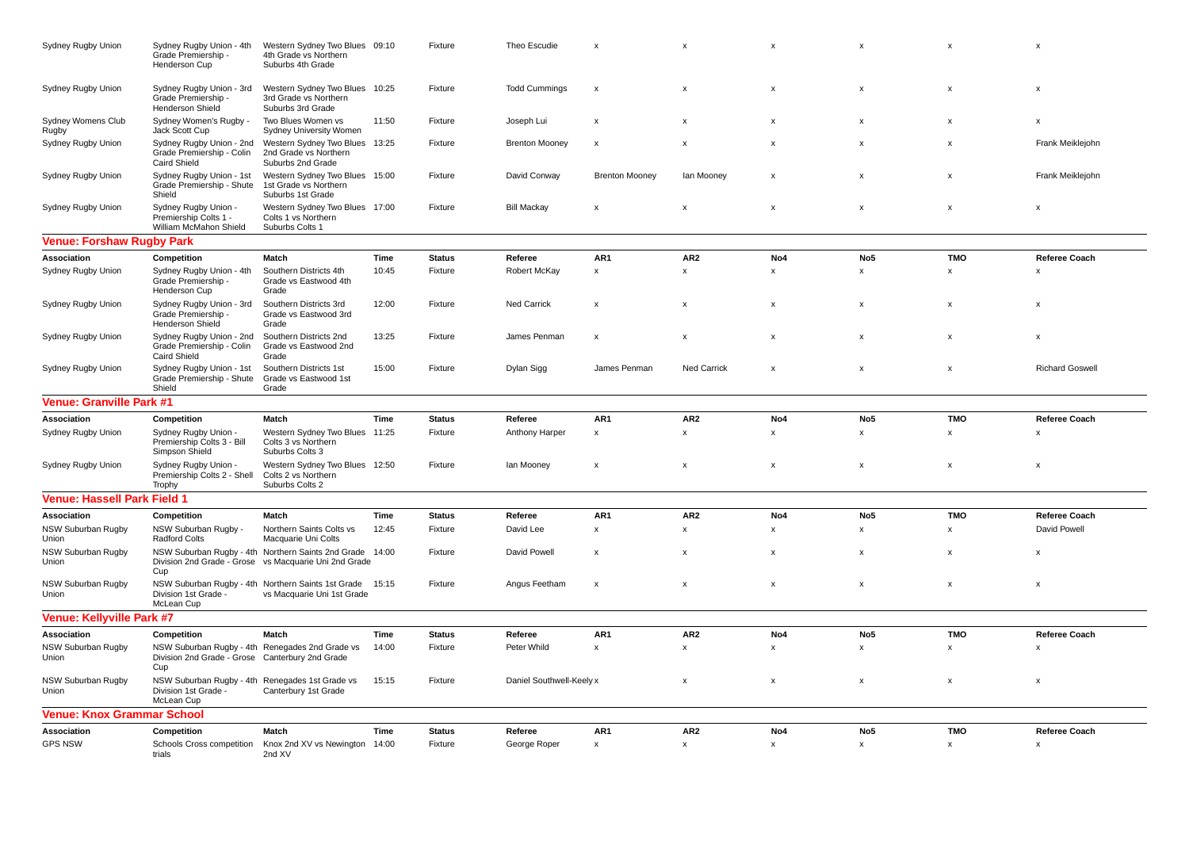| Association | Competition | Match | Time | Status | Referee | AR1 | AR2 | No4 | No5 | TMO | Referee Coach |
|---|---|---|---|---|---|---|---|---|---|---|---|
| Sydney Rugby Union | Sydney Rugby Union - 4th Grade Premiership - Henderson Cup | Western Sydney Two Blues 4th Grade vs Northern Suburbs 4th Grade | 09:10 | Fixture | Theo Escudie | x | x | x | x | x | x |
| Sydney Rugby Union | Sydney Rugby Union - 3rd Grade Premiership - Henderson Shield | Western Sydney Two Blues 3rd Grade vs Northern Suburbs 3rd Grade | 10:25 | Fixture | Todd Cummings | x | x | x | x | x | x |
| Sydney Womens Club Rugby | Sydney Women's Rugby - Jack Scott Cup | Two Blues Women vs Sydney University Women | 11:50 | Fixture | Joseph Lui | x | x | x | x | x | x |
| Sydney Rugby Union | Sydney Rugby Union - 2nd Grade Premiership - Colin Caird Shield | Western Sydney Two Blues 2nd Grade vs Northern Suburbs 2nd Grade | 13:25 | Fixture | Brenton Mooney | x | x | x | x | x | Frank Meiklejohn |
| Sydney Rugby Union | Sydney Rugby Union - 1st Grade Premiership - Shute Shield | Western Sydney Two Blues 1st Grade vs Northern Suburbs 1st Grade | 15:00 | Fixture | David Conway | Brenton Mooney | Ian Mooney | x | x | x | Frank Meiklejohn |
| Sydney Rugby Union | Sydney Rugby Union - Premiership Colts 1 - William McMahon Shield | Western Sydney Two Blues Colts 1 vs Northern Suburbs Colts 1 | 17:00 | Fixture | Bill Mackay | x | x | x | x | x | x |

## Venue: Forshaw Rugby Park

| Association | Competition | Match | Time | Status | Referee | AR1 | AR2 | No4 | No5 | TMO | Referee Coach |
|---|---|---|---|---|---|---|---|---|---|---|---|
| Sydney Rugby Union | Sydney Rugby Union - 4th Grade Premiership - Henderson Cup | Southern Districts 4th Grade vs Eastwood 4th Grade | 10:45 | Fixture | Robert McKay | x | x | x | x | x | x |
| Sydney Rugby Union | Sydney Rugby Union - 3rd Grade Premiership - Henderson Shield | Southern Districts 3rd Grade vs Eastwood 3rd Grade | 12:00 | Fixture | Ned Carrick | x | x | x | x | x | x |
| Sydney Rugby Union | Sydney Rugby Union - 2nd Grade Premiership - Colin Caird Shield | Southern Districts 2nd Grade vs Eastwood 2nd Grade | 13:25 | Fixture | James Penman | x | x | x | x | x | x |
| Sydney Rugby Union | Sydney Rugby Union - 1st Grade Premiership - Shute Shield | Southern Districts 1st Grade vs Eastwood 1st Grade | 15:00 | Fixture | Dylan Sigg | James Penman | Ned Carrick | x | x | x | Richard Goswell |

## Venue: Granville Park #1

| Association | Competition | Match | Time | Status | Referee | AR1 | AR2 | No4 | No5 | TMO | Referee Coach |
|---|---|---|---|---|---|---|---|---|---|---|---|
| Sydney Rugby Union | Sydney Rugby Union - Premiership Colts 3 - Bill Simpson Shield | Western Sydney Two Blues Colts 3 vs Northern Suburbs Colts 3 | 11:25 | Fixture | Anthony Harper | x | x | x | x | x | x |
| Sydney Rugby Union | Sydney Rugby Union - Premiership Colts 2 - Shell Trophy | Western Sydney Two Blues Colts 2 vs Northern Suburbs Colts 2 | 12:50 | Fixture | Ian Mooney | x | x | x | x | x | x |

## Venue: Hassell Park Field 1

| Association | Competition | Match | Time | Status | Referee | AR1 | AR2 | No4 | No5 | TMO | Referee Coach |
|---|---|---|---|---|---|---|---|---|---|---|---|
| NSW Suburban Rugby Union | NSW Suburban Rugby - Radford Colts | Northern Saints Colts vs Macquarie Uni Colts | 12:45 | Fixture | David Lee | x | x | x | x | x | David Powell |
| NSW Suburban Rugby Union | NSW Suburban Rugby - 4th Division 2nd Grade - Grose Cup | Northern Saints 2nd Grade vs Macquarie Uni 2nd Grade | 14:00 | Fixture | David Powell | x | x | x | x | x | x |
| NSW Suburban Rugby Union | NSW Suburban Rugby - 4th Division 1st Grade - McLean Cup | Northern Saints 1st Grade vs Macquarie Uni 1st Grade | 15:15 | Fixture | Angus Feetham | x | x | x | x | x | x |

## Venue: Kellyville Park #7

| Association | Competition | Match | Time | Status | Referee | AR1 | AR2 | No4 | No5 | TMO | Referee Coach |
|---|---|---|---|---|---|---|---|---|---|---|---|
| NSW Suburban Rugby Union | NSW Suburban Rugby - 4th Division 2nd Grade - Grose Cup | Renegades 2nd Grade vs Canterbury 2nd Grade | 14:00 | Fixture | Peter Whild | x | x | x | x | x | x |
| NSW Suburban Rugby Union | NSW Suburban Rugby - 4th Division 1st Grade - McLean Cup | Renegades 1st Grade vs Canterbury 1st Grade | 15:15 | Fixture | Daniel Southwell-Keely | x | x | x | x | x | x |

## Venue: Knox Grammar School

| Association | Competition | Match | Time | Status | Referee | AR1 | AR2 | No4 | No5 | TMO | Referee Coach |
|---|---|---|---|---|---|---|---|---|---|---|---|
| GPS NSW | Schools Cross competition trials | Knox 2nd XV vs Newington 2nd XV | 14:00 | Fixture | George Roper | x | x | x | x | x | x |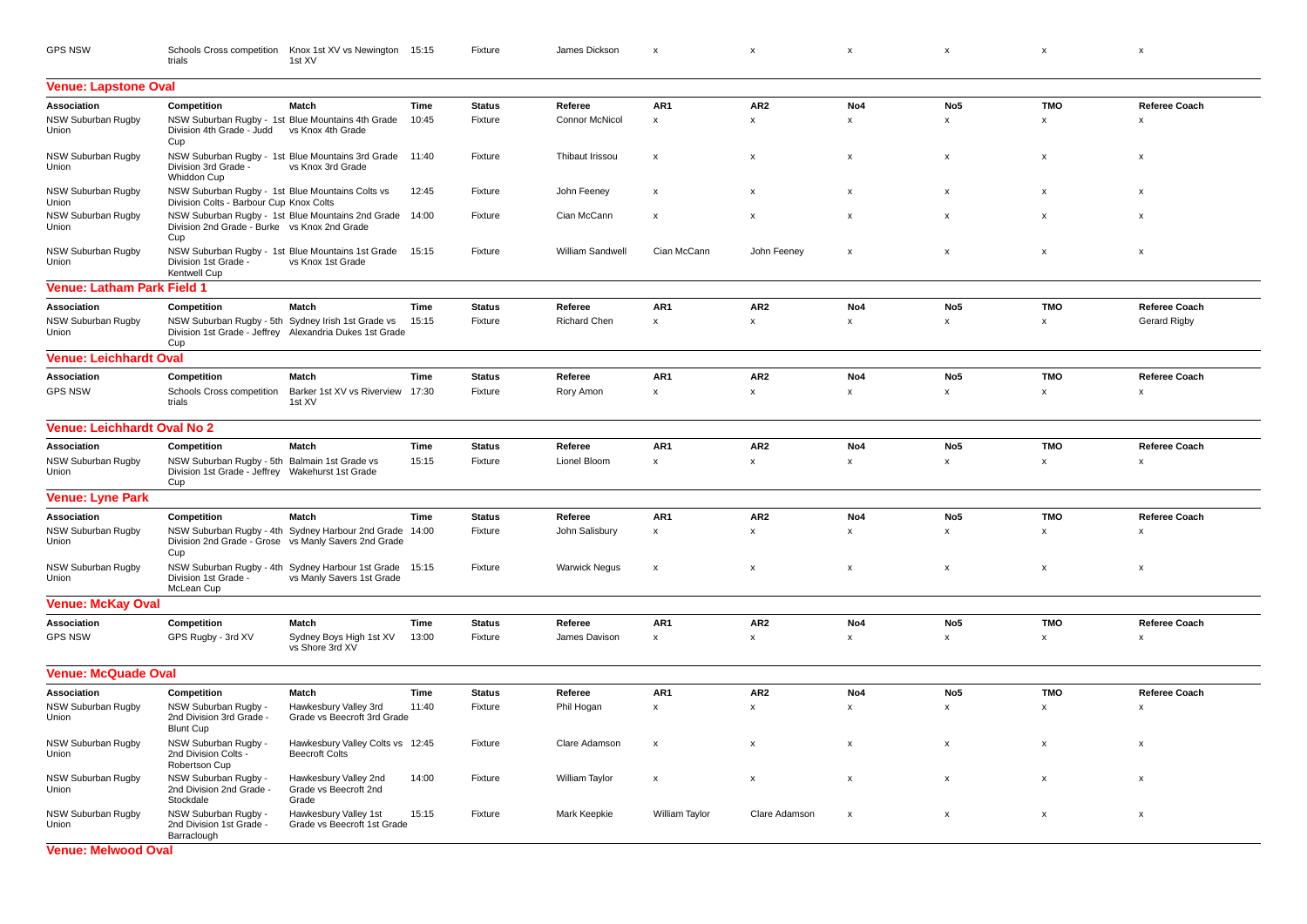| GPS NSW | Schools Cross competition trials | Knox 1st XV vs Newington 1st XV | 15:15 | Fixture | James Dickson | x | x | x | x | x | x |
|---|---|---|---|---|---|---|---|---|---|---|---|

## Venue: Lapstone Oval

| Association | Competition | Match | Time | Status | Referee | AR1 | AR2 | No4 | No5 | TMO | Referee Coach |
|---|---|---|---|---|---|---|---|---|---|---|---|
| NSW Suburban Rugby Union | NSW Suburban Rugby - 1st Division 4th Grade - Judd Cup | Blue Mountains 4th Grade vs Knox 4th Grade | 10:45 | Fixture | Connor McNicol | x | x | x | x | x | x |
| NSW Suburban Rugby Union | NSW Suburban Rugby - 1st Division 3rd Grade - Whiddon Cup | Blue Mountains 3rd Grade vs Knox 3rd Grade | 11:40 | Fixture | Thibaut Irissou | x | x | x | x | x | x |
| NSW Suburban Rugby Union | NSW Suburban Rugby - 1st Division Colts - Barbour Cup | Blue Mountains Colts vs Knox Colts | 12:45 | Fixture | John Feeney | x | x | x | x | x | x |
| NSW Suburban Rugby Union | NSW Suburban Rugby - 1st Division 2nd Grade - Burke Cup | Blue Mountains 2nd Grade vs Knox 2nd Grade | 14:00 | Fixture | Cian McCann | x | x | x | x | x | x |
| NSW Suburban Rugby Union | NSW Suburban Rugby - 1st Division 1st Grade - Kentwell Cup | Blue Mountains 1st Grade vs Knox 1st Grade | 15:15 | Fixture | William Sandwell | Cian McCann | John Feeney | x | x | x | x |

## Venue: Latham Park Field 1

| Association | Competition | Match | Time | Status | Referee | AR1 | AR2 | No4 | No5 | TMO | Referee Coach |
|---|---|---|---|---|---|---|---|---|---|---|---|
| NSW Suburban Rugby Union | NSW Suburban Rugby - 5th Division 1st Grade - Jeffrey Cup | Sydney Irish 1st Grade vs Alexandria Dukes 1st Grade | 15:15 | Fixture | Richard Chen | x | x | x | x | x | Gerard Rigby |

## Venue: Leichhardt Oval

| Association | Competition | Match | Time | Status | Referee | AR1 | AR2 | No4 | No5 | TMO | Referee Coach |
|---|---|---|---|---|---|---|---|---|---|---|---|
| GPS NSW | Schools Cross competition trials | Barker 1st XV vs Riverview 1st XV | 17:30 | Fixture | Rory Amon | x | x | x | x | x | x |

## Venue: Leichhardt Oval No 2

| Association | Competition | Match | Time | Status | Referee | AR1 | AR2 | No4 | No5 | TMO | Referee Coach |
|---|---|---|---|---|---|---|---|---|---|---|---|
| NSW Suburban Rugby Union | NSW Suburban Rugby - 5th Division 1st Grade - Jeffrey Cup | Balmain 1st Grade vs Wakehurst 1st Grade | 15:15 | Fixture | Lionel Bloom | x | x | x | x | x | x |

## Venue: Lyne Park

| Association | Competition | Match | Time | Status | Referee | AR1 | AR2 | No4 | No5 | TMO | Referee Coach |
|---|---|---|---|---|---|---|---|---|---|---|---|
| NSW Suburban Rugby Union | NSW Suburban Rugby - 4th Division 2nd Grade - Grose Cup | Sydney Harbour 2nd Grade vs Manly Savers 2nd Grade | 14:00 | Fixture | John Salisbury | x | x | x | x | x | x |
| NSW Suburban Rugby Union | NSW Suburban Rugby - 4th Division 1st Grade - McLean Cup | Sydney Harbour 1st Grade vs Manly Savers 1st Grade | 15:15 | Fixture | Warwick Negus | x | x | x | x | x | x |

## Venue: McKay Oval

| Association | Competition | Match | Time | Status | Referee | AR1 | AR2 | No4 | No5 | TMO | Referee Coach |
|---|---|---|---|---|---|---|---|---|---|---|---|
| GPS NSW | GPS Rugby - 3rd XV | Sydney Boys High 1st XV vs Shore 3rd XV | 13:00 | Fixture | James Davison | x | x | x | x | x | x |

## Venue: McQuade Oval

| Association | Competition | Match | Time | Status | Referee | AR1 | AR2 | No4 | No5 | TMO | Referee Coach |
|---|---|---|---|---|---|---|---|---|---|---|---|
| NSW Suburban Rugby Union | NSW Suburban Rugby - 2nd Division 3rd Grade - Blunt Cup | Hawkesbury Valley 3rd Grade vs Beecroft 3rd Grade | 11:40 | Fixture | Phil Hogan | x | x | x | x | x | x |
| NSW Suburban Rugby Union | NSW Suburban Rugby - 2nd Division Colts - Robertson Cup | Hawkesbury Valley Colts vs Beecroft Colts | 12:45 | Fixture | Clare Adamson | x | x | x | x | x | x |
| NSW Suburban Rugby Union | NSW Suburban Rugby - 2nd Division 2nd Grade - Stockdale | Hawkesbury Valley 2nd Grade vs Beecroft 2nd Grade | 14:00 | Fixture | William Taylor | x | x | x | x | x | x |
| NSW Suburban Rugby Union | NSW Suburban Rugby - 2nd Division 1st Grade - Barraclough | Hawkesbury Valley 1st Grade vs Beecroft 1st Grade | 15:15 | Fixture | Mark Keepkie | William Taylor | Clare Adamson | x | x | x | x |

## Venue: Melwood Oval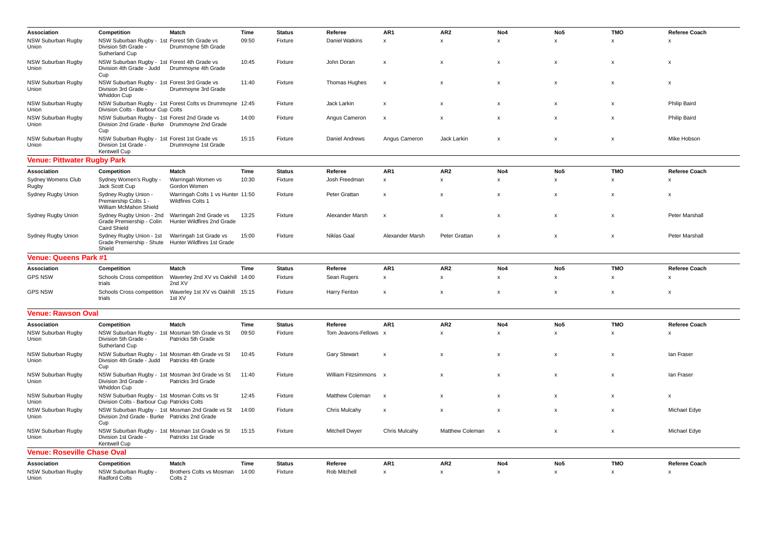| Association | Competition | Match | Time | Status | Referee | AR1 | AR2 | No4 | No5 | TMO | Referee Coach |
|---|---|---|---|---|---|---|---|---|---|---|---|
| NSW Suburban Rugby Union | NSW Suburban Rugby - 1st Division 5th Grade - Sutherland Cup | Forest 5th Grade vs Drummoyne 5th Grade | 09:50 | Fixture | Daniel Watkins | x | x | x | x | x | x |
| NSW Suburban Rugby Union | NSW Suburban Rugby - 1st Division 4th Grade - Judd Cup | Forest 4th Grade vs Drummoyne 4th Grade | 10:45 | Fixture | John Doran | x | x | x | x | x | x |
| NSW Suburban Rugby Union | NSW Suburban Rugby - 1st Division 3rd Grade - Whiddon Cup | Forest 3rd Grade vs Drummoyne 3rd Grade | 11:40 | Fixture | Thomas Hughes | x | x | x | x | x | x |
| NSW Suburban Rugby Union | NSW Suburban Rugby - 1st Division Colts - Barbour Cup | Forest Colts vs Drummoyne Colts | 12:45 | Fixture | Jack Larkin | x | x | x | x | x | Philip Baird |
| NSW Suburban Rugby Union | NSW Suburban Rugby - 1st Division 2nd Grade - Burke Cup | Forest 2nd Grade vs Drummoyne 2nd Grade | 14:00 | Fixture | Angus Cameron | x | x | x | x | x | Philip Baird |
| NSW Suburban Rugby Union | NSW Suburban Rugby - 1st Division 1st Grade - Kentwell Cup | Forest 1st Grade vs Drummoyne 1st Grade | 15:15 | Fixture | Daniel Andrews | Angus Cameron | Jack Larkin | x | x | x | Mike Hobson |

## Venue: Pittwater Rugby Park

| Association | Competition | Match | Time | Status | Referee | AR1 | AR2 | No4 | No5 | TMO | Referee Coach |
|---|---|---|---|---|---|---|---|---|---|---|---|
| Sydney Womens Club Rugby | Sydney Women's Rugby - Jack Scott Cup | Warringah Women vs Gordon Women | 10:30 | Fixture | Josh Freedman | x | x | x | x | x | x |
| Sydney Rugby Union | Sydney Rugby Union - Premiership Colts 1 - William McMahon Shield | Warringah Colts 1 vs Hunter Wildfires Colts 1 | 11:50 | Fixture | Peter Grattan | x | x | x | x | x | x |
| Sydney Rugby Union | Sydney Rugby Union - 2nd Grade Premiership - Colin Caird Shield | Warringah 2nd Grade vs Hunter Wildfires 2nd Grade | 13:25 | Fixture | Alexander Marsh | x | x | x | x | x | Peter Marshall |
| Sydney Rugby Union | Sydney Rugby Union - 1st Grade Premiership - Shute Shield | Warringah 1st Grade vs Hunter Wildfires 1st Grade | 15:00 | Fixture | Niklas Gaal | Alexander Marsh | Peter Grattan | x | x | x | Peter Marshall |

## Venue: Queens Park #1

| Association | Competition | Match | Time | Status | Referee | AR1 | AR2 | No4 | No5 | TMO | Referee Coach |
|---|---|---|---|---|---|---|---|---|---|---|---|
| GPS NSW | Schools Cross competition trials | Waverley 2nd XV vs Oakhill 2nd XV | 14:00 | Fixture | Sean Rugers | x | x | x | x | x | x |
| GPS NSW | Schools Cross competition trials | Waverley 1st XV vs Oakhill 1st XV | 15:15 | Fixture | Harry Fenton | x | x | x | x | x | x |

## Venue: Rawson Oval

| Association | Competition | Match | Time | Status | Referee | AR1 | AR2 | No4 | No5 | TMO | Referee Coach |
|---|---|---|---|---|---|---|---|---|---|---|---|
| NSW Suburban Rugby Union | NSW Suburban Rugby - 1st Division 5th Grade - Sutherland Cup | Mosman 5th Grade vs St Patricks 5th Grade | 09:50 | Fixture | Tom Jeavons-Fellows | x | x | x | x | x | x |
| NSW Suburban Rugby Union | NSW Suburban Rugby - 1st Division 4th Grade - Judd Cup | Mosman 4th Grade vs St Patricks 4th Grade | 10:45 | Fixture | Gary Stewart | x | x | x | x | x | Ian Fraser |
| NSW Suburban Rugby Union | NSW Suburban Rugby - 1st Division 3rd Grade - Whiddon Cup | Mosman 3rd Grade vs St Patricks 3rd Grade | 11:40 | Fixture | William Fitzsimmons | x | x | x | x | x | Ian Fraser |
| NSW Suburban Rugby Union | NSW Suburban Rugby - 1st Division Colts - Barbour Cup | Mosman Colts vs St Patricks Colts | 12:45 | Fixture | Matthew Coleman | x | x | x | x | x | x |
| NSW Suburban Rugby Union | NSW Suburban Rugby - 1st Division 2nd Grade - Burke Cup | Mosman 2nd Grade vs St Patricks 2nd Grade | 14:00 | Fixture | Chris Mulcahy | x | x | x | x | x | Michael Edye |
| NSW Suburban Rugby Union | NSW Suburban Rugby - 1st Division 1st Grade - Kentwell Cup | Mosman 1st Grade vs St Patricks 1st Grade | 15:15 | Fixture | Mitchell Dwyer | Chris Mulcahy | Matthew Coleman | x | x | x | Michael Edye |

## Venue: Roseville Chase Oval

| Association | Competition | Match | Time | Status | Referee | AR1 | AR2 | No4 | No5 | TMO | Referee Coach |
|---|---|---|---|---|---|---|---|---|---|---|---|
| NSW Suburban Rugby Union | NSW Suburban Rugby - Radford Colts | Brothers Colts vs Mosman Colts 2 | 14:00 | Fixture | Rob Mitchell | x | x | x | x | x | x |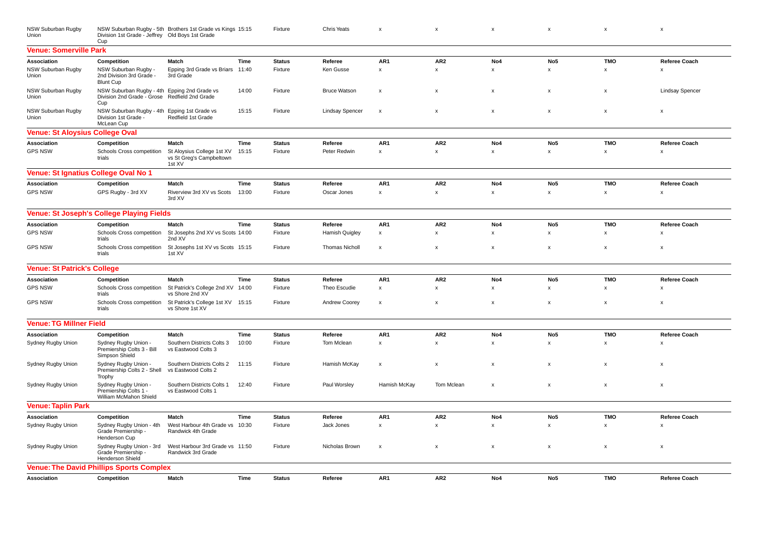| NSW Suburban Rugby Union | NSW Suburban Rugby - 5th Division 1st Grade - Jeffrey Cup | Brothers 1st Grade vs Kings Old Boys 1st Grade | 15:15 | Fixture | Chris Yeats | x | x | x | x | x | x |
|---|---|---|---|---|---|---|---|---|---|---|---|

## Venue: Somerville Park

| Association | Competition | Match | Time | Status | Referee | AR1 | AR2 | No4 | No5 | TMO | Referee Coach |
|---|---|---|---|---|---|---|---|---|---|---|---|
| NSW Suburban Rugby Union | NSW Suburban Rugby - 2nd Division 3rd Grade - Blunt Cup | Epping 3rd Grade vs Briars 3rd Grade | 11:40 | Fixture | Ken Gusse | x | x | x | x | x | x |
| NSW Suburban Rugby Union | NSW Suburban Rugby - 4th Division 2nd Grade - Grose Cup | Epping 2nd Grade vs Redfield 2nd Grade | 14:00 | Fixture | Bruce Watson | x | x | x | x | x | Lindsay Spencer |
| NSW Suburban Rugby Union | NSW Suburban Rugby - 4th Division 1st Grade - McLean Cup | Epping 1st Grade vs Redfield 1st Grade | 15:15 | Fixture | Lindsay Spencer | x | x | x | x | x | x |

## Venue: St Aloysius College Oval

| Association | Competition | Match | Time | Status | Referee | AR1 | AR2 | No4 | No5 | TMO | Referee Coach |
|---|---|---|---|---|---|---|---|---|---|---|---|
| GPS NSW | Schools Cross competition trials | St Aloysius College 1st XV vs St Greg's Campbeltown 1st XV | 15:15 | Fixture | Peter Redwin | x | x | x | x | x | x |

## Venue: St Ignatius College Oval No 1

| Association | Competition | Match | Time | Status | Referee | AR1 | AR2 | No4 | No5 | TMO | Referee Coach |
|---|---|---|---|---|---|---|---|---|---|---|---|
| GPS NSW | GPS Rugby - 3rd XV | Riverview 3rd XV vs Scots 3rd XV | 13:00 | Fixture | Oscar Jones | x | x | x | x | x | x |

## Venue: St Joseph's College Playing Fields

| Association | Competition | Match | Time | Status | Referee | AR1 | AR2 | No4 | No5 | TMO | Referee Coach |
|---|---|---|---|---|---|---|---|---|---|---|---|
| GPS NSW | Schools Cross competition trials | St Josephs 2nd XV vs Scots 2nd XV | 14:00 | Fixture | Hamish Quigley | x | x | x | x | x | x |
| GPS NSW | Schools Cross competition trials | St Josephs 1st XV vs Scots 1st XV | 15:15 | Fixture | Thomas Nicholl | x | x | x | x | x | x |

## Venue: St Patrick's College

| Association | Competition | Match | Time | Status | Referee | AR1 | AR2 | No4 | No5 | TMO | Referee Coach |
|---|---|---|---|---|---|---|---|---|---|---|---|
| GPS NSW | Schools Cross competition trials | St Patrick's College 2nd XV vs Shore 2nd XV | 14:00 | Fixture | Theo Escudie | x | x | x | x | x | x |
| GPS NSW | Schools Cross competition trials | St Patrick's College 1st XV vs Shore 1st XV | 15:15 | Fixture | Andrew Coorey | x | x | x | x | x | x |

## Venue: TG Millner Field

| Association | Competition | Match | Time | Status | Referee | AR1 | AR2 | No4 | No5 | TMO | Referee Coach |
|---|---|---|---|---|---|---|---|---|---|---|---|
| Sydney Rugby Union | Sydney Rugby Union - Premiership Colts 3 - Bill Simpson Shield | Southern Districts Colts 3 vs Eastwood Colts 3 | 10:00 | Fixture | Tom Mclean | x | x | x | x | x | x |
| Sydney Rugby Union | Sydney Rugby Union - Premiership Colts 2 - Shell Trophy | Southern Districts Colts 2 vs Eastwood Colts 2 | 11:15 | Fixture | Hamish McKay | x | x | x | x | x | x |
| Sydney Rugby Union | Sydney Rugby Union - Premiership Colts 1 - William McMahon Shield | Southern Districts Colts 1 vs Eastwood Colts 1 | 12:40 | Fixture | Paul Worsley | Hamish McKay | Tom Mclean | x | x | x | x |

## Venue: Taplin Park

| Association | Competition | Match | Time | Status | Referee | AR1 | AR2 | No4 | No5 | TMO | Referee Coach |
|---|---|---|---|---|---|---|---|---|---|---|---|
| Sydney Rugby Union | Sydney Rugby Union - 4th Grade Premiership - Henderson Cup | West Harbour 4th Grade vs Randwick 4th Grade | 10:30 | Fixture | Jack Jones | x | x | x | x | x | x |
| Sydney Rugby Union | Sydney Rugby Union - 3rd Grade Premiership - Henderson Shield | West Harbour 3rd Grade vs Randwick 3rd Grade | 11:50 | Fixture | Nicholas Brown | x | x | x | x | x | x |

## Venue: The David Phillips Sports Complex

| Association | Competition | Match | Time | Status | Referee | AR1 | AR2 | No4 | No5 | TMO | Referee Coach |
|---|---|---|---|---|---|---|---|---|---|---|---|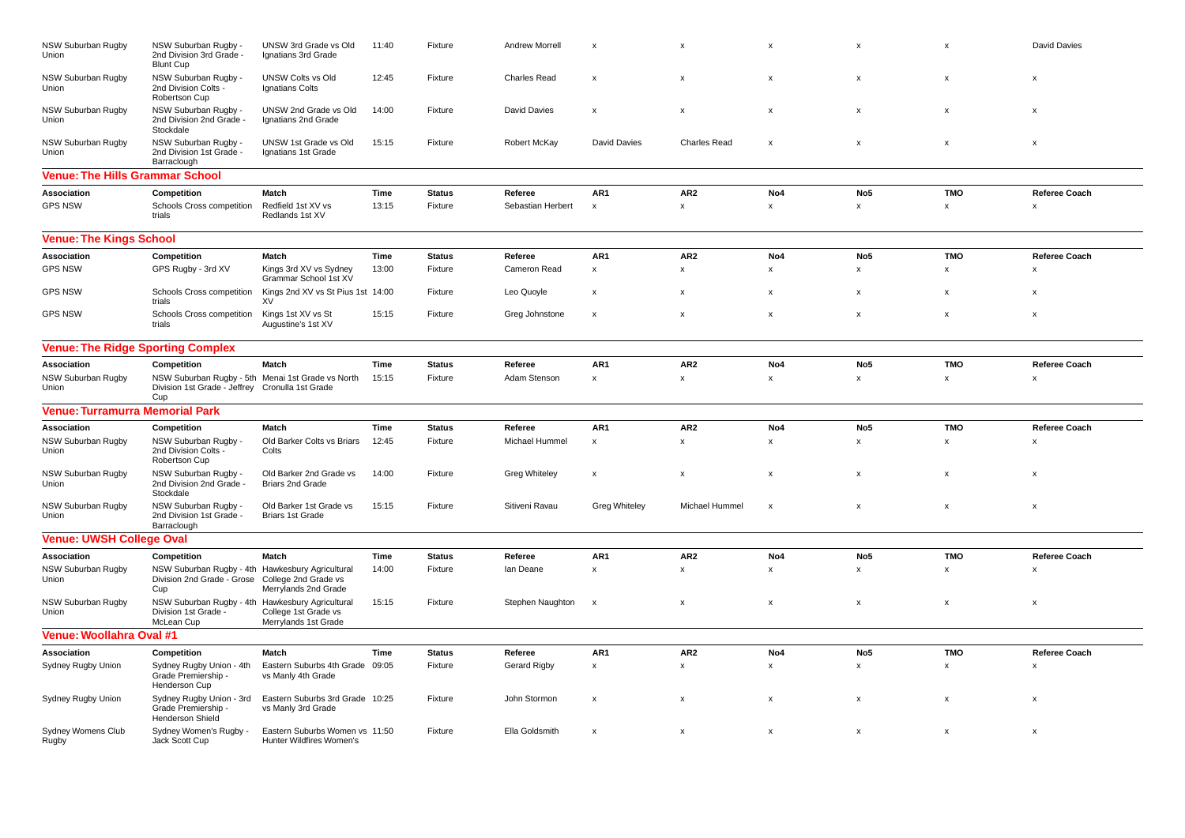| Association | Competition | Match | Time | Status | Referee | AR1 | AR2 | No4 | No5 | TMO | Referee Coach |
|---|---|---|---|---|---|---|---|---|---|---|---|
| NSW Suburban Rugby Union | NSW Suburban Rugby - 2nd Division 3rd Grade - Blunt Cup | UNSW 3rd Grade vs Old Ignatians 3rd Grade | 11:40 | Fixture | Andrew Morrell | x | x | x | x | x | David Davies |
| NSW Suburban Rugby Union | NSW Suburban Rugby - 2nd Division Colts - Robertson Cup | UNSW Colts vs Old Ignatians Colts | 12:45 | Fixture | Charles Read | x | x | x | x | x | x |
| NSW Suburban Rugby Union | NSW Suburban Rugby - 2nd Division 2nd Grade - Stockdale | UNSW 2nd Grade vs Old Ignatians 2nd Grade | 14:00 | Fixture | David Davies | x | x | x | x | x | x |
| NSW Suburban Rugby Union | NSW Suburban Rugby - 2nd Division 1st Grade - Barraclough | UNSW 1st Grade vs Old Ignatians 1st Grade | 15:15 | Fixture | Robert McKay | David Davies | Charles Read | x | x | x | x |

## Venue: The Hills Grammar School

| Association | Competition | Match | Time | Status | Referee | AR1 | AR2 | No4 | No5 | TMO | Referee Coach |
|---|---|---|---|---|---|---|---|---|---|---|---|
| GPS NSW | Schools Cross competition trials | Redfield 1st XV vs Redlands 1st XV | 13:15 | Fixture | Sebastian Herbert | x | x | x | x | x | x |

## Venue: The Kings School

| Association | Competition | Match | Time | Status | Referee | AR1 | AR2 | No4 | No5 | TMO | Referee Coach |
|---|---|---|---|---|---|---|---|---|---|---|---|
| GPS NSW | GPS Rugby - 3rd XV | Kings 3rd XV vs Sydney Grammar School 1st XV | 13:00 | Fixture | Cameron Read | x | x | x | x | x | x |
| GPS NSW | Schools Cross competition trials | Kings 2nd XV vs St Pius 1st XV | 14:00 | Fixture | Leo Quoyle | x | x | x | x | x | x |
| GPS NSW | Schools Cross competition trials | Kings 1st XV vs St Augustine's 1st XV | 15:15 | Fixture | Greg Johnstone | x | x | x | x | x | x |

## Venue: The Ridge Sporting Complex

| Association | Competition | Match | Time | Status | Referee | AR1 | AR2 | No4 | No5 | TMO | Referee Coach |
|---|---|---|---|---|---|---|---|---|---|---|---|
| NSW Suburban Rugby Union | NSW Suburban Rugby - 5th Division 1st Grade - Jeffrey Cup | Menai 1st Grade vs North Cronulla 1st Grade | 15:15 | Fixture | Adam Stenson | x | x | x | x | x | x |

## Venue: Turramurra Memorial Park

| Association | Competition | Match | Time | Status | Referee | AR1 | AR2 | No4 | No5 | TMO | Referee Coach |
|---|---|---|---|---|---|---|---|---|---|---|---|
| NSW Suburban Rugby Union | NSW Suburban Rugby - 2nd Division Colts - Robertson Cup | Old Barker Colts vs Briars Colts | 12:45 | Fixture | Michael Hummel | x | x | x | x | x | x |
| NSW Suburban Rugby Union | NSW Suburban Rugby - 2nd Division 2nd Grade - Stockdale | Old Barker 2nd Grade vs Briars 2nd Grade | 14:00 | Fixture | Greg Whiteley | x | x | x | x | x | x |
| NSW Suburban Rugby Union | NSW Suburban Rugby - 2nd Division 1st Grade - Barraclough | Old Barker 1st Grade vs Briars 1st Grade | 15:15 | Fixture | Sitiveni Ravau | Greg Whiteley | Michael Hummel | x | x | x | x |

## Venue: UWSH College Oval

| Association | Competition | Match | Time | Status | Referee | AR1 | AR2 | No4 | No5 | TMO | Referee Coach |
|---|---|---|---|---|---|---|---|---|---|---|---|
| NSW Suburban Rugby Union | NSW Suburban Rugby - 4th Division 2nd Grade - Grose Cup | Hawkesbury Agricultural College 2nd Grade vs Merrylands 2nd Grade | 14:00 | Fixture | Ian Deane | x | x | x | x | x | x |
| NSW Suburban Rugby Union | NSW Suburban Rugby - 4th Division 1st Grade - McLean Cup | Hawkesbury Agricultural College 1st Grade vs Merrylands 1st Grade | 15:15 | Fixture | Stephen Naughton | x | x | x | x | x | x |

## Venue: Woollahra Oval #1

| Association | Competition | Match | Time | Status | Referee | AR1 | AR2 | No4 | No5 | TMO | Referee Coach |
|---|---|---|---|---|---|---|---|---|---|---|---|
| Sydney Rugby Union | Sydney Rugby Union - 4th Grade Premiership - Henderson Cup | Eastern Suburbs 4th Grade vs Manly 4th Grade | 09:05 | Fixture | Gerard Rigby | x | x | x | x | x | x |
| Sydney Rugby Union | Sydney Rugby Union - 3rd Grade Premiership - Henderson Shield | Eastern Suburbs 3rd Grade vs Manly 3rd Grade | 10:25 | Fixture | John Stormon | x | x | x | x | x | x |
| Sydney Womens Club Rugby | Sydney Women's Rugby - Jack Scott Cup | Eastern Suburbs Women vs Hunter Wildfires Women's | 11:50 | Fixture | Ella Goldsmith | x | x | x | x | x | x |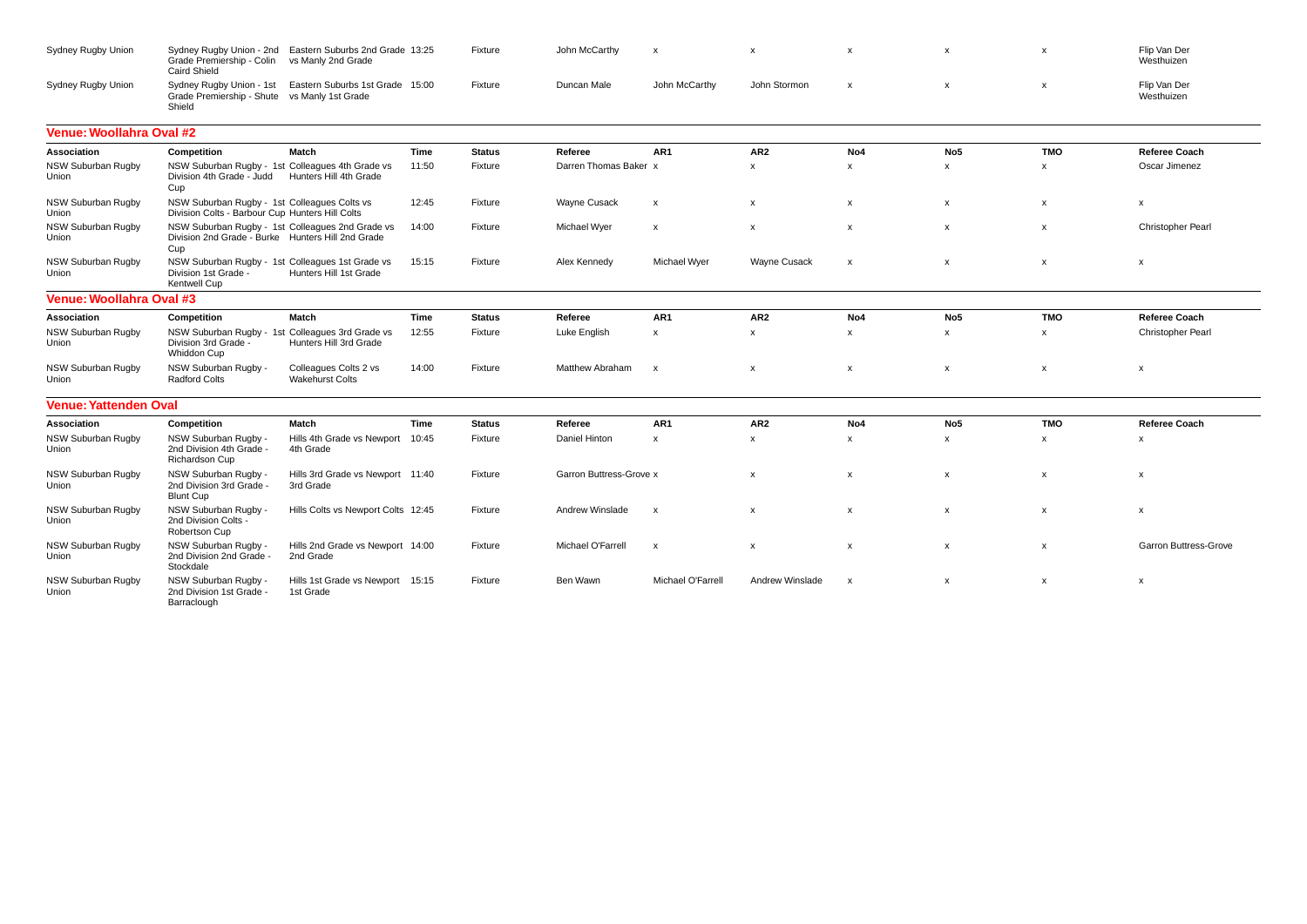| Association | Competition | Match | Time | Status | Referee | AR1 | AR2 | No4 | No5 | TMO | Referee Coach |
|---|---|---|---|---|---|---|---|---|---|---|---|
| Sydney Rugby Union | Sydney Rugby Union - 2nd Grade Premiership - Colin Caird Shield | Eastern Suburbs 2nd Grade vs Manly 2nd Grade | 13:25 | Fixture | John McCarthy | x | x | x | x | x | Flip Van Der Westhuizen |
| Sydney Rugby Union | Sydney Rugby Union - 1st Grade Premiership - Shute Shield | Eastern Suburbs 1st Grade vs Manly 1st Grade | 15:00 | Fixture | Duncan Male | John McCarthy | John Stormon | x | x | x | Flip Van Der Westhuizen |

## Venue: Woollahra Oval #2

| Association | Competition | Match | Time | Status | Referee | AR1 | AR2 | No4 | No5 | TMO | Referee Coach |
|---|---|---|---|---|---|---|---|---|---|---|---|
| NSW Suburban Rugby Union | NSW Suburban Rugby - 1st Division 4th Grade - Judd Cup | Colleagues 4th Grade vs Hunters Hill 4th Grade | 11:50 | Fixture | Darren Thomas Baker | x | x | x | x | x | Oscar Jimenez |
| NSW Suburban Rugby Union | NSW Suburban Rugby - 1st Division Colts - Barbour Cup | Colleagues Colts vs Hunters Hill Colts | 12:45 | Fixture | Wayne Cusack | x | x | x | x | x | x |
| NSW Suburban Rugby Union | NSW Suburban Rugby - 1st Division 2nd Grade - Burke Cup | Colleagues 2nd Grade vs Hunters Hill 2nd Grade | 14:00 | Fixture | Michael Wyer | x | x | x | x | x | Christopher Pearl |
| NSW Suburban Rugby Union | NSW Suburban Rugby - 1st Division 1st Grade - Kentwell Cup | Colleagues 1st Grade vs Hunters Hill 1st Grade | 15:15 | Fixture | Alex Kennedy | Michael Wyer | Wayne Cusack | x | x | x | x |

## Venue: Woollahra Oval #3

| Association | Competition | Match | Time | Status | Referee | AR1 | AR2 | No4 | No5 | TMO | Referee Coach |
|---|---|---|---|---|---|---|---|---|---|---|---|
| NSW Suburban Rugby Union | NSW Suburban Rugby - 1st Division 3rd Grade - Whiddon Cup | Colleagues 3rd Grade vs Hunters Hill 3rd Grade | 12:55 | Fixture | Luke English | x | x | x | x | x | Christopher Pearl |
| NSW Suburban Rugby Union | NSW Suburban Rugby - Radford Colts | Colleagues Colts 2 vs Wakehurst Colts | 14:00 | Fixture | Matthew Abraham | x | x | x | x | x | x |

## Venue: Yattenden Oval

| Association | Competition | Match | Time | Status | Referee | AR1 | AR2 | No4 | No5 | TMO | Referee Coach |
|---|---|---|---|---|---|---|---|---|---|---|---|
| NSW Suburban Rugby Union | NSW Suburban Rugby - 2nd Division 4th Grade - Richardson Cup | Hills 4th Grade vs Newport 4th Grade | 10:45 | Fixture | Daniel Hinton | x | x | x | x | x | x |
| NSW Suburban Rugby Union | NSW Suburban Rugby - 2nd Division 3rd Grade - Blunt Cup | Hills 3rd Grade vs Newport 3rd Grade | 11:40 | Fixture | Garron Buttress-Grove | x | x | x | x | x | x |
| NSW Suburban Rugby Union | NSW Suburban Rugby - 2nd Division Colts - Robertson Cup | Hills Colts vs Newport Colts | 12:45 | Fixture | Andrew Winslade | x | x | x | x | x | x |
| NSW Suburban Rugby Union | NSW Suburban Rugby - 2nd Division 2nd Grade - Stockdale | Hills 2nd Grade vs Newport 2nd Grade | 14:00 | Fixture | Michael O'Farrell | x | x | x | x | x | Garron Buttress-Grove |
| NSW Suburban Rugby Union | NSW Suburban Rugby - 2nd Division 1st Grade - Barraclough | Hills 1st Grade vs Newport 1st Grade | 15:15 | Fixture | Ben Wawn | Michael O'Farrell | Andrew Winslade | x | x | x | x |